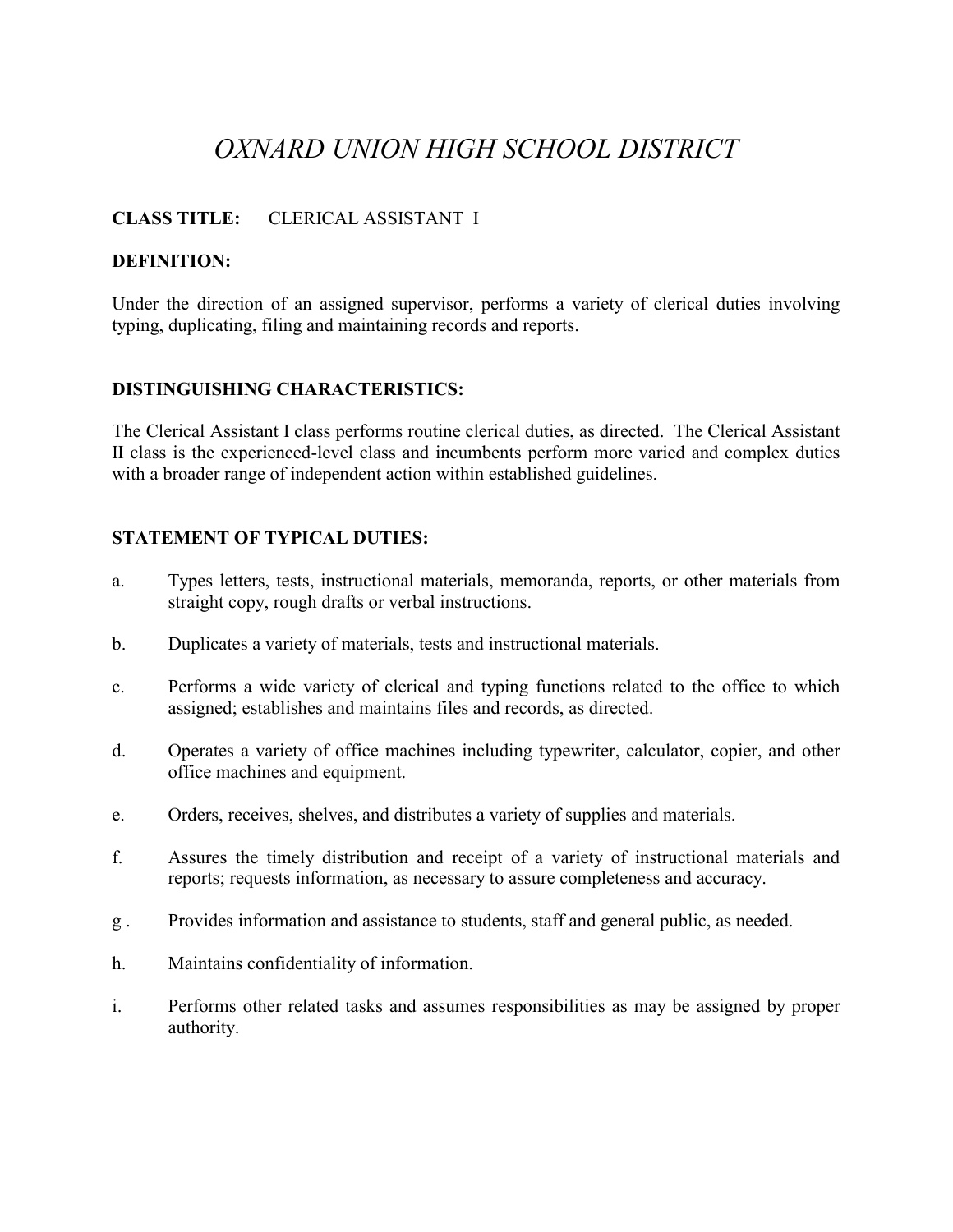# *OXNARD UNION HIGH SCHOOL DISTRICT*

**CLASS TITLE:** CLERICAL ASSISTANT I

**DEFINITION:**

Under the direction of an assigned supervisor, performs a variety of clerical duties involving typing, duplicating, filing and maintaining records and reports.

**DISTINGUISHING CHARACTERISTICS:**

The Clerical Assistant I class performs routine clerical duties, as directed. The Clerical Assistant II class is the experienced-level class and incumbents perform more varied and complex duties with a broader range of independent action within established guidelines.

**STATEMENT OF TYPICAL DUTIES:**

a. Types letters, tests, instructional materials, memoranda, reports, or other materials from straight copy, rough drafts or verbal instructions.

b. Duplicates a variety of materials, tests and instructional materials.

c. Performs a wide variety of clerical and typing functions related to the office to which assigned; establishes and maintains files and records, as directed.

d. Operates a variety of office machines including typewriter, calculator, copier, and other office machines and equipment.

e. Orders, receives, shelves, and distributes a variety of supplies and materials.

f. Assures the timely distribution and receipt of a variety of instructional materials and reports; requests information, as necessary to assure completeness and accuracy.

g . Provides information and assistance to students, staff and general public, as needed.

h. Maintains confidentiality of information.

i. Performs other related tasks and assumes responsibilities as may be assigned by proper authority.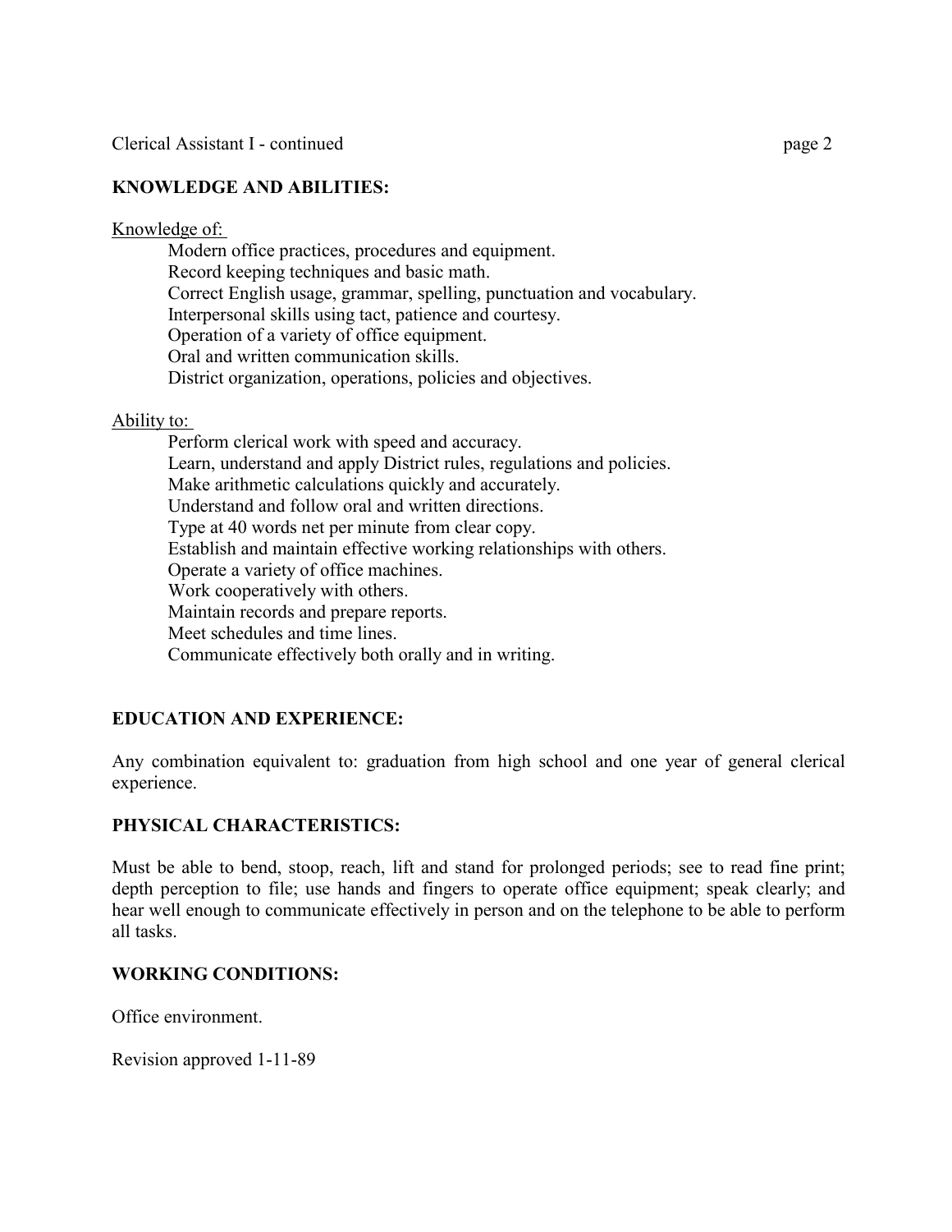## KNOWLEDGE AND ABILITIES:

Knowledge of:

- Modern office practices, procedures and equipment.
- Record keeping techniques and basic math.
- Correct English usage, grammar, spelling, punctuation and vocabulary.
- Interpersonal skills using tact, patience and courtesy.
- Operation of a variety of office equipment.
- Oral and written communication skills.
- District organization, operations, policies and objectives.

Ability to:

- Perform clerical work with speed and accuracy.
- Learn, understand and apply District rules, regulations and policies.
- Make arithmetic calculations quickly and accurately.
- Understand and follow oral and written directions.
- Type at 40 words net per minute from clear copy.
- Establish and maintain effective working relationships with others.
- Operate a variety of office machines.
- Work cooperatively with others.
- Maintain records and prepare reports.
- Meet schedules and time lines.
- Communicate effectively both orally and in writing.

## EDUCATION AND EXPERIENCE:

Any combination equivalent to: graduation from high school and one year of general clerical experience.

## PHYSICAL CHARACTERISTICS:

Must be able to bend, stoop, reach, lift and stand for prolonged periods; see to read fine print; depth perception to file; use hands and fingers to operate office equipment; speak clearly; and hear well enough to communicate effectively in person and on the telephone to be able to perform all tasks.

## WORKING CONDITIONS:

Office environment.

Revision approved 1-11-89